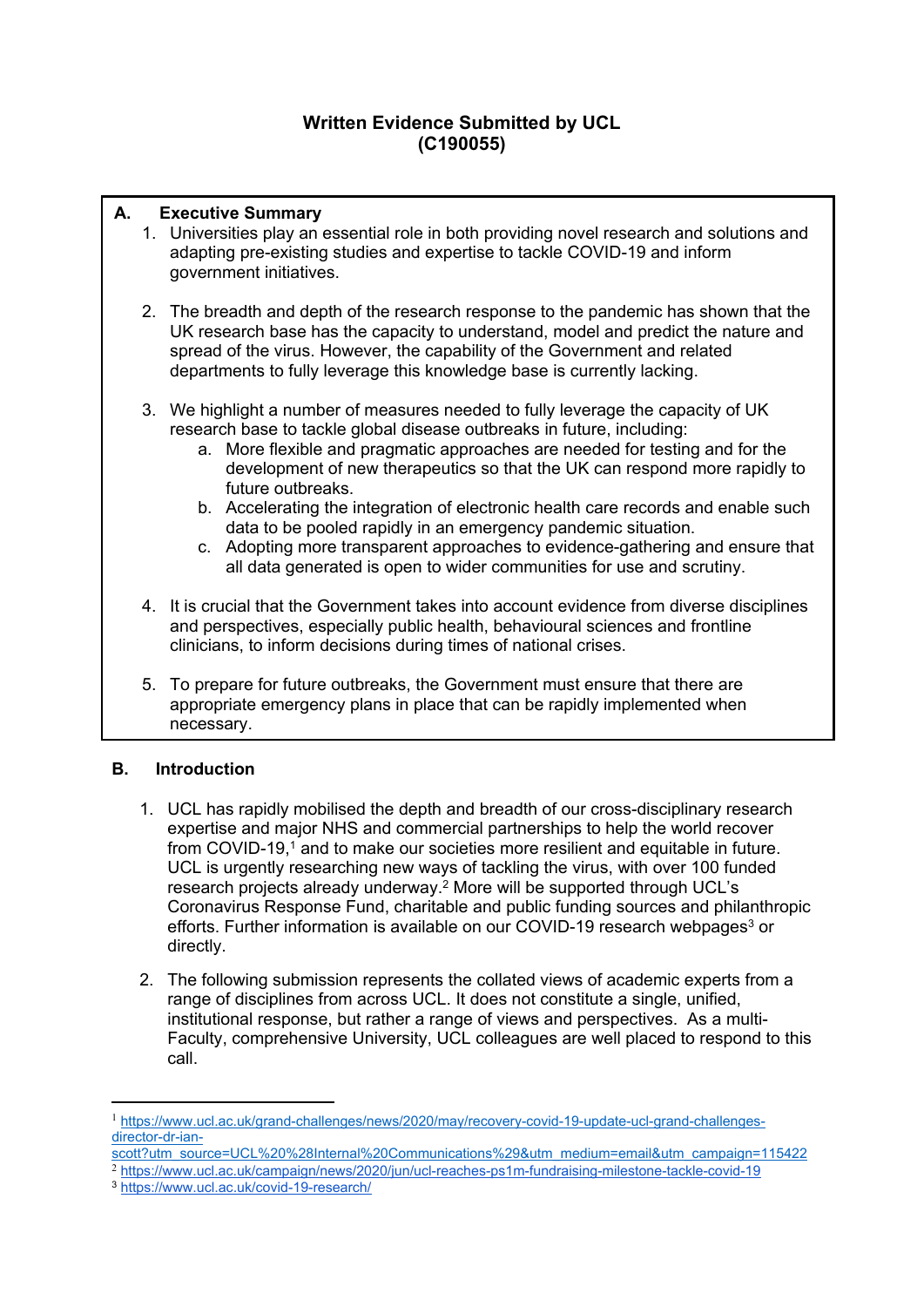# Written Evidence Submitted by UCL (C190055)

## A. Executive Summary

1. Universities play an essential role in both providing novel research and solutions and adapting pre-existing studies and expertise to tackle COVID-19 and inform government initiatives.

2. The breadth and depth of the research response to the pandemic has shown that the UK research base has the capacity to understand, model and predict the nature and spread of the virus. However, the capability of the Government and related departments to fully leverage this knowledge base is currently lacking.

3. We highlight a number of measures needed to fully leverage the capacity of UK research base to tackle global disease outbreaks in future, including:
   a. More flexible and pragmatic approaches are needed for testing and for the development of new therapeutics so that the UK can respond more rapidly to future outbreaks.
   b. Accelerating the integration of electronic health care records and enable such data to be pooled rapidly in an emergency pandemic situation.
   c. Adopting more transparent approaches to evidence-gathering and ensure that all data generated is open to wider communities for use and scrutiny.

4. It is crucial that the Government takes into account evidence from diverse disciplines and perspectives, especially public health, behavioural sciences and frontline clinicians, to inform decisions during times of national crises.

5. To prepare for future outbreaks, the Government must ensure that there are appropriate emergency plans in place that can be rapidly implemented when necessary.

## B. Introduction

1. UCL has rapidly mobilised the depth and breadth of our cross-disciplinary research expertise and major NHS and commercial partnerships to help the world recover from COVID-19,[1] and to make our societies more resilient and equitable in future. UCL is urgently researching new ways of tackling the virus, with over 100 funded research projects already underway.[2] More will be supported through UCL's Coronavirus Response Fund, charitable and public funding sources and philanthropic efforts. Further information is available on our COVID-19 research webpages[3] or directly.

2. The following submission represents the collated views of academic experts from a range of disciplines from across UCL. It does not constitute a single, unified, institutional response, but rather a range of views and perspectives. As a multi-Faculty, comprehensive University, UCL colleagues are well placed to respond to this call.

---

[1] https://www.ucl.ac.uk/grand-challenges/news/2020/may/recovery-covid-19-update-ucl-grand-challenges-director-dr-ian-scott?utm_source=UCL%20%28Internal%20Communications%29&utm_medium=email&utm_campaign=115422

[2] https://www.ucl.ac.uk/campaign/news/2020/jun/ucl-reaches-ps1m-fundraising-milestone-tackle-covid-19

[3] https://www.ucl.ac.uk/covid-19-research/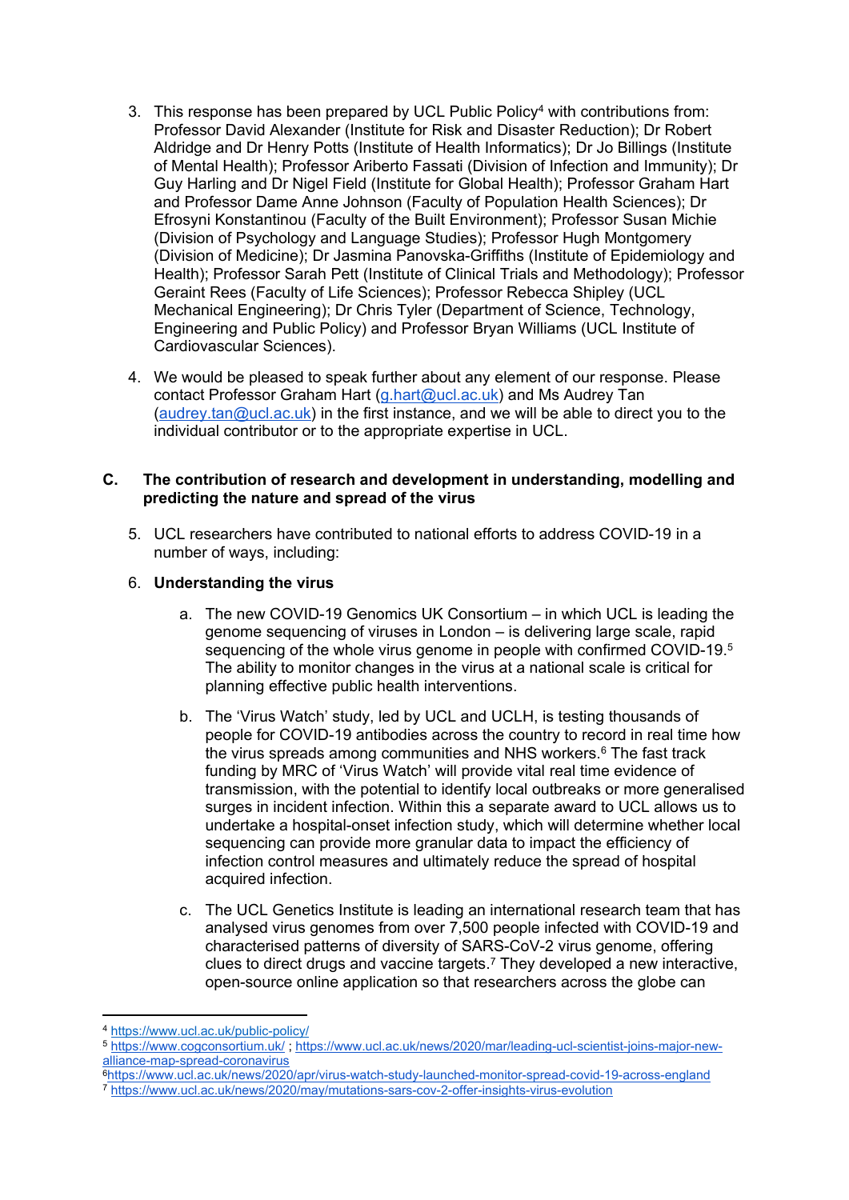3. This response has been prepared by UCL Public Policy[4] with contributions from: Professor David Alexander (Institute for Risk and Disaster Reduction); Dr Robert Aldridge and Dr Henry Potts (Institute of Health Informatics); Dr Jo Billings (Institute of Mental Health); Professor Ariberto Fassati (Division of Infection and Immunity); Dr Guy Harling and Dr Nigel Field (Institute for Global Health); Professor Graham Hart and Professor Dame Anne Johnson (Faculty of Population Health Sciences); Dr Efrosyni Konstantinou (Faculty of the Built Environment); Professor Susan Michie (Division of Psychology and Language Studies); Professor Hugh Montgomery (Division of Medicine); Dr Jasmina Panovska-Griffiths (Institute of Epidemiology and Health); Professor Sarah Pett (Institute of Clinical Trials and Methodology); Professor Geraint Rees (Faculty of Life Sciences); Professor Rebecca Shipley (UCL Mechanical Engineering); Dr Chris Tyler (Department of Science, Technology, Engineering and Public Policy) and Professor Bryan Williams (UCL Institute of Cardiovascular Sciences).

4. We would be pleased to speak further about any element of our response. Please contact Professor Graham Hart (g.hart@ucl.ac.uk) and Ms Audrey Tan (audrey.tan@ucl.ac.uk) in the first instance, and we will be able to direct you to the individual contributor or to the appropriate expertise in UCL.

## C. The contribution of research and development in understanding, modelling and predicting the nature and spread of the virus

5. UCL researchers have contributed to national efforts to address COVID-19 in a number of ways, including:

6. **Understanding the virus**

   a. The new COVID-19 Genomics UK Consortium – in which UCL is leading the genome sequencing of viruses in London – is delivering large scale, rapid sequencing of the whole virus genome in people with confirmed COVID-19.[5] The ability to monitor changes in the virus at a national scale is critical for planning effective public health interventions.

   b. The 'Virus Watch' study, led by UCL and UCLH, is testing thousands of people for COVID-19 antibodies across the country to record in real time how the virus spreads among communities and NHS workers.[6] The fast track funding by MRC of 'Virus Watch' will provide vital real time evidence of transmission, with the potential to identify local outbreaks or more generalised surges in incident infection. Within this a separate award to UCL allows us to undertake a hospital-onset infection study, which will determine whether local sequencing can provide more granular data to impact the efficiency of infection control measures and ultimately reduce the spread of hospital acquired infection.

   c. The UCL Genetics Institute is leading an international research team that has analysed virus genomes from over 7,500 people infected with COVID-19 and characterised patterns of diversity of SARS-CoV-2 virus genome, offering clues to direct drugs and vaccine targets.[7] They developed a new interactive, open-source online application so that researchers across the globe can

---

[4] https://www.ucl.ac.uk/public-policy/

[5] https://www.cogconsortium.uk/ ; https://www.ucl.ac.uk/news/2020/mar/leading-ucl-scientist-joins-major-new-alliance-map-spread-coronavirus

[6] https://www.ucl.ac.uk/news/2020/apr/virus-watch-study-launched-monitor-spread-covid-19-across-england

[7] https://www.ucl.ac.uk/news/2020/may/mutations-sars-cov-2-offer-insights-virus-evolution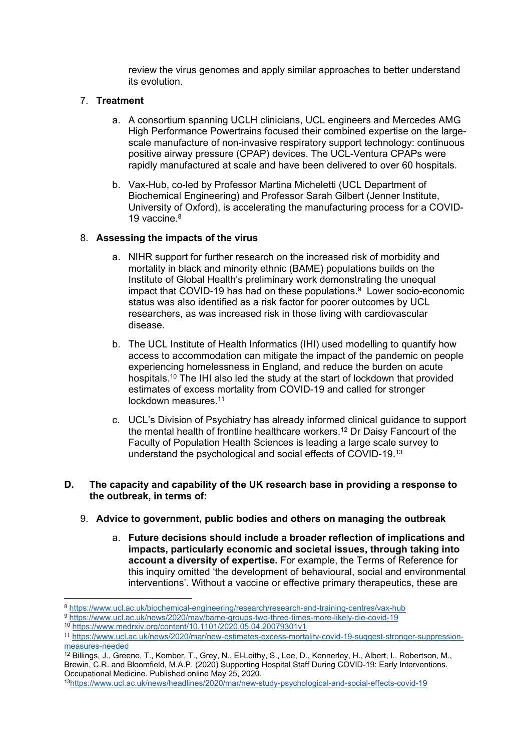review the virus genomes and apply similar approaches to better understand its evolution.

7. **Treatment**

    a. A consortium spanning UCLH clinicians, UCL engineers and Mercedes AMG High Performance Powertrains focused their combined expertise on the large-scale manufacture of non-invasive respiratory support technology: continuous positive airway pressure (CPAP) devices. The UCL-Ventura CPAPs were rapidly manufactured at scale and have been delivered to over 60 hospitals.

    b. Vax-Hub, co-led by Professor Martina Micheletti (UCL Department of Biochemical Engineering) and Professor Sarah Gilbert (Jenner Institute, University of Oxford), is accelerating the manufacturing process for a COVID-19 vaccine.[8]

8. **Assessing the impacts of the virus**

    a. NIHR support for further research on the increased risk of morbidity and mortality in black and minority ethnic (BAME) populations builds on the Institute of Global Health's preliminary work demonstrating the unequal impact that COVID-19 has had on these populations.[9] Lower socio-economic status was also identified as a risk factor for poorer outcomes by UCL researchers, as was increased risk in those living with cardiovascular disease.

    b. The UCL Institute of Health Informatics (IHI) used modelling to quantify how access to accommodation can mitigate the impact of the pandemic on people experiencing homelessness in England, and reduce the burden on acute hospitals.[10] The IHI also led the study at the start of lockdown that provided estimates of excess mortality from COVID-19 and called for stronger lockdown measures.[11]

    c. UCL's Division of Psychiatry has already informed clinical guidance to support the mental health of frontline healthcare workers.[12] Dr Daisy Fancourt of the Faculty of Population Health Sciences is leading a large scale survey to understand the psychological and social effects of COVID-19.[13]

## D. The capacity and capability of the UK research base in providing a response to the outbreak, in terms of:

9. **Advice to government, public bodies and others on managing the outbreak**

    a. **Future decisions should include a broader reflection of implications and impacts, particularly economic and societal issues, through taking into account a diversity of expertise.** For example, the Terms of Reference for this inquiry omitted 'the development of behavioural, social and environmental interventions'. Without a vaccine or effective primary therapeutics, these are

---

[8] https://www.ucl.ac.uk/biochemical-engineering/research/research-and-training-centres/vax-hub

[9] https://www.ucl.ac.uk/news/2020/may/bame-groups-two-three-times-more-likely-die-covid-19

[10] https://www.medrxiv.org/content/10.1101/2020.05.04.20079301v1

[11] https://www.ucl.ac.uk/news/2020/mar/new-estimates-excess-mortality-covid-19-suggest-stronger-suppression-measures-needed

[12] Billings, J., Greene, T., Kember, T., Grey, N., El-Leithy, S., Lee, D., Kennerley, H., Albert, I., Robertson, M., Brewin, C.R. and Bloomfield, M.A.P. (2020) Supporting Hospital Staff During COVID-19: Early Interventions. Occupational Medicine. Published online May 25, 2020.

[13] https://www.ucl.ac.uk/news/headlines/2020/mar/new-study-psychological-and-social-effects-covid-19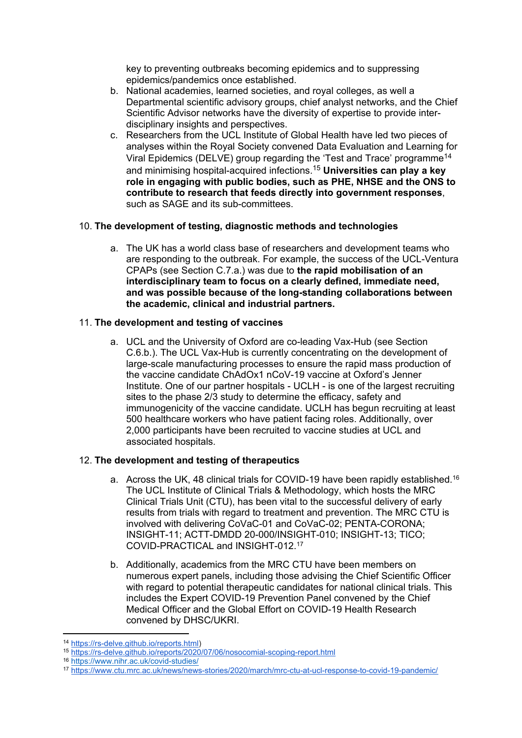key to preventing outbreaks becoming epidemics and to suppressing epidemics/pandemics once established.

b. National academies, learned societies, and royal colleges, as well a Departmental scientific advisory groups, chief analyst networks, and the Chief Scientific Advisor networks have the diversity of expertise to provide inter-disciplinary insights and perspectives.

c. Researchers from the UCL Institute of Global Health have led two pieces of analyses within the Royal Society convened Data Evaluation and Learning for Viral Epidemics (DELVE) group regarding the 'Test and Trace' programme[14] and minimising hospital-acquired infections.[15] **Universities can play a key role in engaging with public bodies, such as PHE, NHSE and the ONS to contribute to research that feeds directly into government responses**, such as SAGE and its sub-committees.

10. **The development of testing, diagnostic methods and technologies**

    a. The UK has a world class base of researchers and development teams who are responding to the outbreak. For example, the success of the UCL-Ventura CPAPs (see Section C.7.a.) was due to **the rapid mobilisation of an interdisciplinary team to focus on a clearly defined, immediate need, and was possible because of the long-standing collaborations between the academic, clinical and industrial partners.**

11. **The development and testing of vaccines**

    a. UCL and the University of Oxford are co-leading Vax-Hub (see Section C.6.b.). The UCL Vax-Hub is currently concentrating on the development of large-scale manufacturing processes to ensure the rapid mass production of the vaccine candidate ChAdOx1 nCoV-19 vaccine at Oxford's Jenner Institute. One of our partner hospitals - UCLH - is one of the largest recruiting sites to the phase 2/3 study to determine the efficacy, safety and immunogenicity of the vaccine candidate. UCLH has begun recruiting at least 500 healthcare workers who have patient facing roles. Additionally, over 2,000 participants have been recruited to vaccine studies at UCL and associated hospitals.

12. **The development and testing of therapeutics**

    a. Across the UK, 48 clinical trials for COVID-19 have been rapidly established.[16] The UCL Institute of Clinical Trials & Methodology, which hosts the MRC Clinical Trials Unit (CTU), has been vital to the successful delivery of early results from trials with regard to treatment and prevention. The MRC CTU is involved with delivering CoVaC-01 and CoVaC-02; PENTA-CORONA; INSIGHT-11; ACTT-DMDD 20-000/INSIGHT-010; INSIGHT-13; TICO; COVID-PRACTICAL and INSIGHT-012.[17]

    b. Additionally, academics from the MRC CTU have been members on numerous expert panels, including those advising the Chief Scientific Officer with regard to potential therapeutic candidates for national clinical trials. This includes the Expert COVID-19 Prevention Panel convened by the Chief Medical Officer and the Global Effort on COVID-19 Health Research convened by DHSC/UKRI.

---

[14] https://rs-delve.github.io/reports.html)

[15] https://rs-delve.github.io/reports/2020/07/06/nosocomial-scoping-report.html

[16] https://www.nihr.ac.uk/covid-studies/

[17] https://www.ctu.mrc.ac.uk/news/news-stories/2020/march/mrc-ctu-at-ucl-response-to-covid-19-pandemic/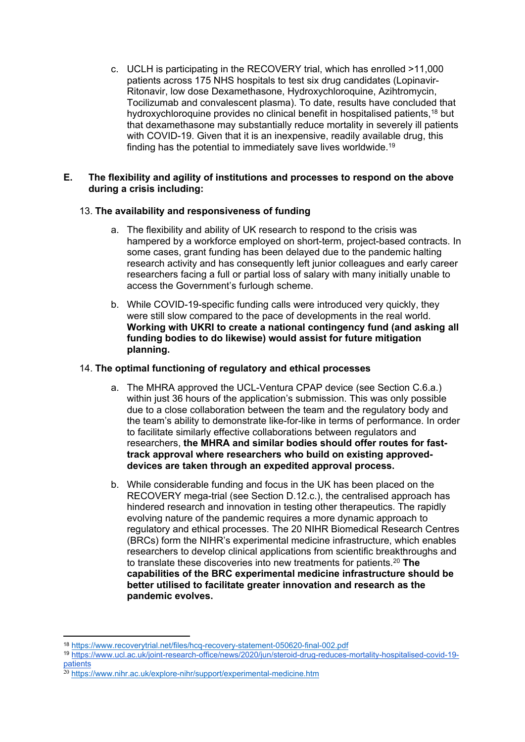c. UCLH is participating in the RECOVERY trial, which has enrolled >11,000 patients across 175 NHS hospitals to test six drug candidates (Lopinavir-Ritonavir, low dose Dexamethasone, Hydroxychloroquine, Azihtromycin, Tocilizumab and convalescent plasma). To date, results have concluded that hydroxychloroquine provides no clinical benefit in hospitalised patients,[18] but that dexamethasone may substantially reduce mortality in severely ill patients with COVID-19. Given that it is an inexpensive, readily available drug, this finding has the potential to immediately save lives worldwide.[19]

## E. The flexibility and agility of institutions and processes to respond on the above during a crisis including:

### 13. The availability and responsiveness of funding

a. The flexibility and ability of UK research to respond to the crisis was hampered by a workforce employed on short-term, project-based contracts. In some cases, grant funding has been delayed due to the pandemic halting research activity and has consequently left junior colleagues and early career researchers facing a full or partial loss of salary with many initially unable to access the Government's furlough scheme.

b. While COVID-19-specific funding calls were introduced very quickly, they were still slow compared to the pace of developments in the real world. **Working with UKRI to create a national contingency fund (and asking all funding bodies to do likewise) would assist for future mitigation planning.**

### 14. The optimal functioning of regulatory and ethical processes

a. The MHRA approved the UCL-Ventura CPAP device (see Section C.6.a.) within just 36 hours of the application's submission. This was only possible due to a close collaboration between the team and the regulatory body and the team's ability to demonstrate like-for-like in terms of performance. In order to facilitate similarly effective collaborations between regulators and researchers, **the MHRA and similar bodies should offer routes for fast-track approval where researchers who build on existing approved-devices are taken through an expedited approval process.**

b. While considerable funding and focus in the UK has been placed on the RECOVERY mega-trial (see Section D.12.c.), the centralised approach has hindered research and innovation in testing other therapeutics. The rapidly evolving nature of the pandemic requires a more dynamic approach to regulatory and ethical processes. The 20 NIHR Biomedical Research Centres (BRCs) form the NIHR's experimental medicine infrastructure, which enables researchers to develop clinical applications from scientific breakthroughs and to translate these discoveries into new treatments for patients.[20] **The capabilities of the BRC experimental medicine infrastructure should be better utilised to facilitate greater innovation and research as the pandemic evolves.**

---

[18] https://www.recoverytrial.net/files/hcq-recovery-statement-050620-final-002.pdf

[19] https://www.ucl.ac.uk/joint-research-office/news/2020/jun/steroid-drug-reduces-mortality-hospitalised-covid-19-patients

[20] https://www.nihr.ac.uk/explore-nihr/support/experimental-medicine.htm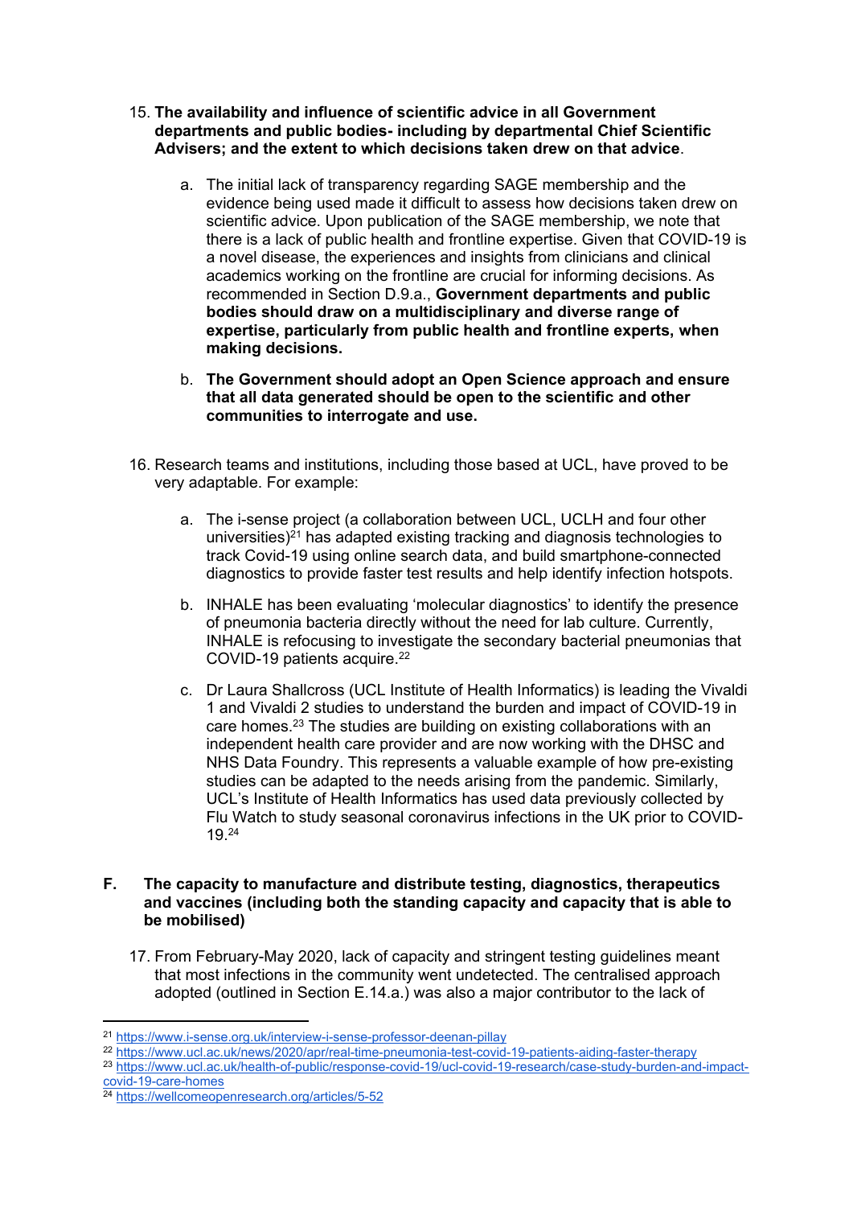15. **The availability and influence of scientific advice in all Government departments and public bodies- including by departmental Chief Scientific Advisers; and the extent to which decisions taken drew on that advice**.

    a. The initial lack of transparency regarding SAGE membership and the evidence being used made it difficult to assess how decisions taken drew on scientific advice. Upon publication of the SAGE membership, we note that there is a lack of public health and frontline expertise. Given that COVID-19 is a novel disease, the experiences and insights from clinicians and clinical academics working on the frontline are crucial for informing decisions. As recommended in Section D.9.a., **Government departments and public bodies should draw on a multidisciplinary and diverse range of expertise, particularly from public health and frontline experts, when making decisions.**

    b. **The Government should adopt an Open Science approach and ensure that all data generated should be open to the scientific and other communities to interrogate and use.**

16. Research teams and institutions, including those based at UCL, have proved to be very adaptable. For example:

    a. The i-sense project (a collaboration between UCL, UCLH and four other universities)[21] has adapted existing tracking and diagnosis technologies to track Covid-19 using online search data, and build smartphone-connected diagnostics to provide faster test results and help identify infection hotspots.

    b. INHALE has been evaluating 'molecular diagnostics' to identify the presence of pneumonia bacteria directly without the need for lab culture. Currently, INHALE is refocusing to investigate the secondary bacterial pneumonias that COVID-19 patients acquire.[22]

    c. Dr Laura Shallcross (UCL Institute of Health Informatics) is leading the Vivaldi 1 and Vivaldi 2 studies to understand the burden and impact of COVID-19 in care homes.[23] The studies are building on existing collaborations with an independent health care provider and are now working with the DHSC and NHS Data Foundry. This represents a valuable example of how pre-existing studies can be adapted to the needs arising from the pandemic. Similarly, UCL's Institute of Health Informatics has used data previously collected by Flu Watch to study seasonal coronavirus infections in the UK prior to COVID-19.[24]

## F. The capacity to manufacture and distribute testing, diagnostics, therapeutics and vaccines (including both the standing capacity and capacity that is able to be mobilised)

17. From February-May 2020, lack of capacity and stringent testing guidelines meant that most infections in the community went undetected. The centralised approach adopted (outlined in Section E.14.a.) was also a major contributor to the lack of

---

[21] https://www.i-sense.org.uk/interview-i-sense-professor-deenan-pillay

[22] https://www.ucl.ac.uk/news/2020/apr/real-time-pneumonia-test-covid-19-patients-aiding-faster-therapy

[23] https://www.ucl.ac.uk/health-of-public/response-covid-19/ucl-covid-19-research/case-study-burden-and-impact-covid-19-care-homes

[24] https://wellcomeopenresearch.org/articles/5-52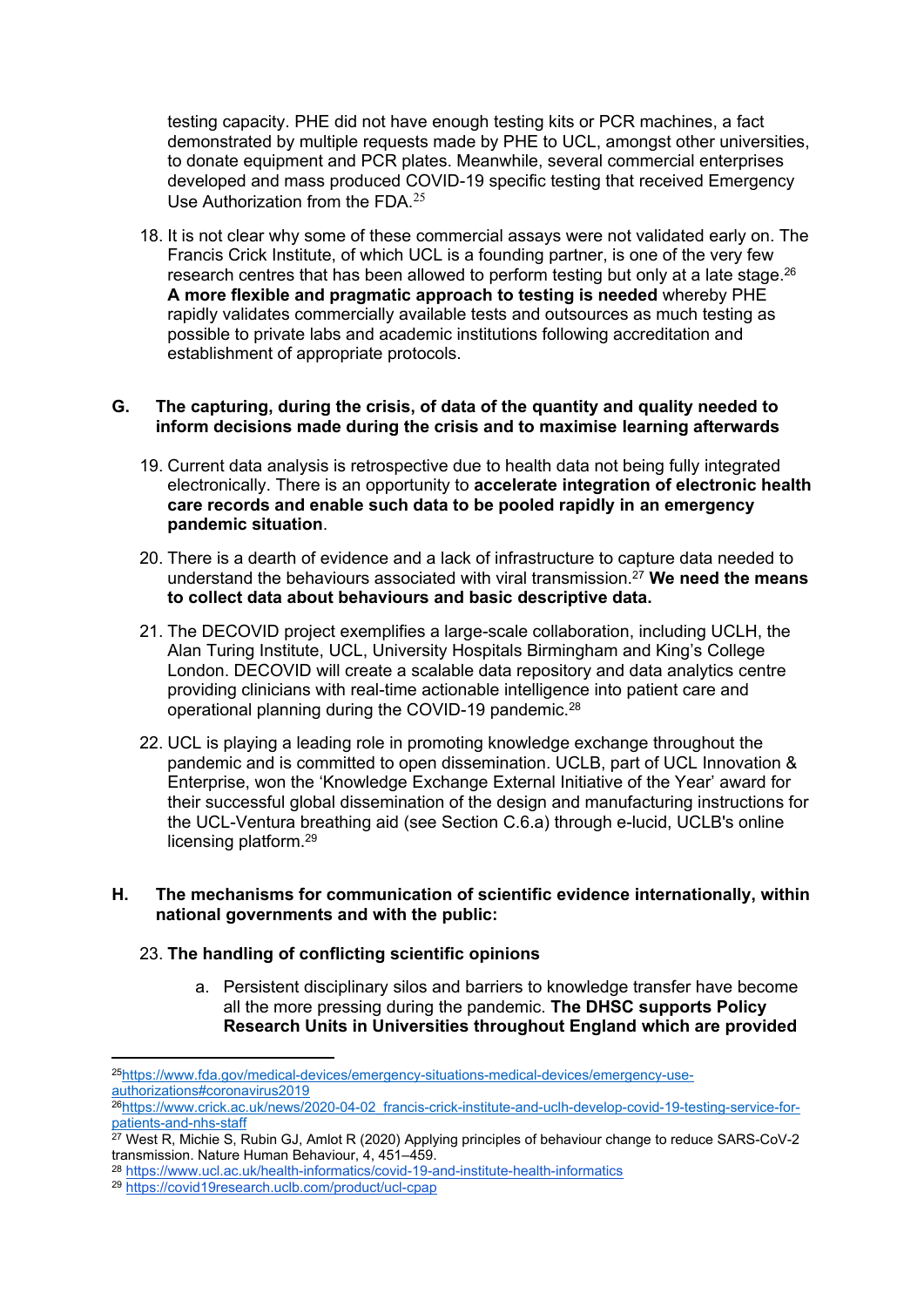testing capacity. PHE did not have enough testing kits or PCR machines, a fact demonstrated by multiple requests made by PHE to UCL, amongst other universities, to donate equipment and PCR plates. Meanwhile, several commercial enterprises developed and mass produced COVID-19 specific testing that received Emergency Use Authorization from the FDA.[25]

18. It is not clear why some of these commercial assays were not validated early on. The Francis Crick Institute, of which UCL is a founding partner, is one of the very few research centres that has been allowed to perform testing but only at a late stage.[26] **A more flexible and pragmatic approach to testing is needed** whereby PHE rapidly validates commercially available tests and outsources as much testing as possible to private labs and academic institutions following accreditation and establishment of appropriate protocols.

## G. The capturing, during the crisis, of data of the quantity and quality needed to inform decisions made during the crisis and to maximise learning afterwards

19. Current data analysis is retrospective due to health data not being fully integrated electronically. There is an opportunity to **accelerate integration of electronic health care records and enable such data to be pooled rapidly in an emergency pandemic situation**.

20. There is a dearth of evidence and a lack of infrastructure to capture data needed to understand the behaviours associated with viral transmission.[27] **We need the means to collect data about behaviours and basic descriptive data.**

21. The DECOVID project exemplifies a large-scale collaboration, including UCLH, the Alan Turing Institute, UCL, University Hospitals Birmingham and King's College London. DECOVID will create a scalable data repository and data analytics centre providing clinicians with real-time actionable intelligence into patient care and operational planning during the COVID-19 pandemic.[28]

22. UCL is playing a leading role in promoting knowledge exchange throughout the pandemic and is committed to open dissemination. UCLB, part of UCL Innovation & Enterprise, won the 'Knowledge Exchange External Initiative of the Year' award for their successful global dissemination of the design and manufacturing instructions for the UCL-Ventura breathing aid (see Section C.6.a) through e-lucid, UCLB's online licensing platform.[29]

## H. The mechanisms for communication of scientific evidence internationally, within national governments and with the public:

23. **The handling of conflicting scientific opinions**

    a. Persistent disciplinary silos and barriers to knowledge transfer have become all the more pressing during the pandemic. **The DHSC supports Policy Research Units in Universities throughout England which are provided**

---

[25] https://www.fda.gov/medical-devices/emergency-situations-medical-devices/emergency-use-authorizations#coronavirus2019

[26] https://www.crick.ac.uk/news/2020-04-02_francis-crick-institute-and-uclh-develop-covid-19-testing-service-for-patients-and-nhs-staff

[27] West R, Michie S, Rubin GJ, Amlot R (2020) Applying principles of behaviour change to reduce SARS-CoV-2 transmission. Nature Human Behaviour, 4, 451–459.

[28] https://www.ucl.ac.uk/health-informatics/covid-19-and-institute-health-informatics

[29] https://covid19research.uclb.com/product/ucl-cpap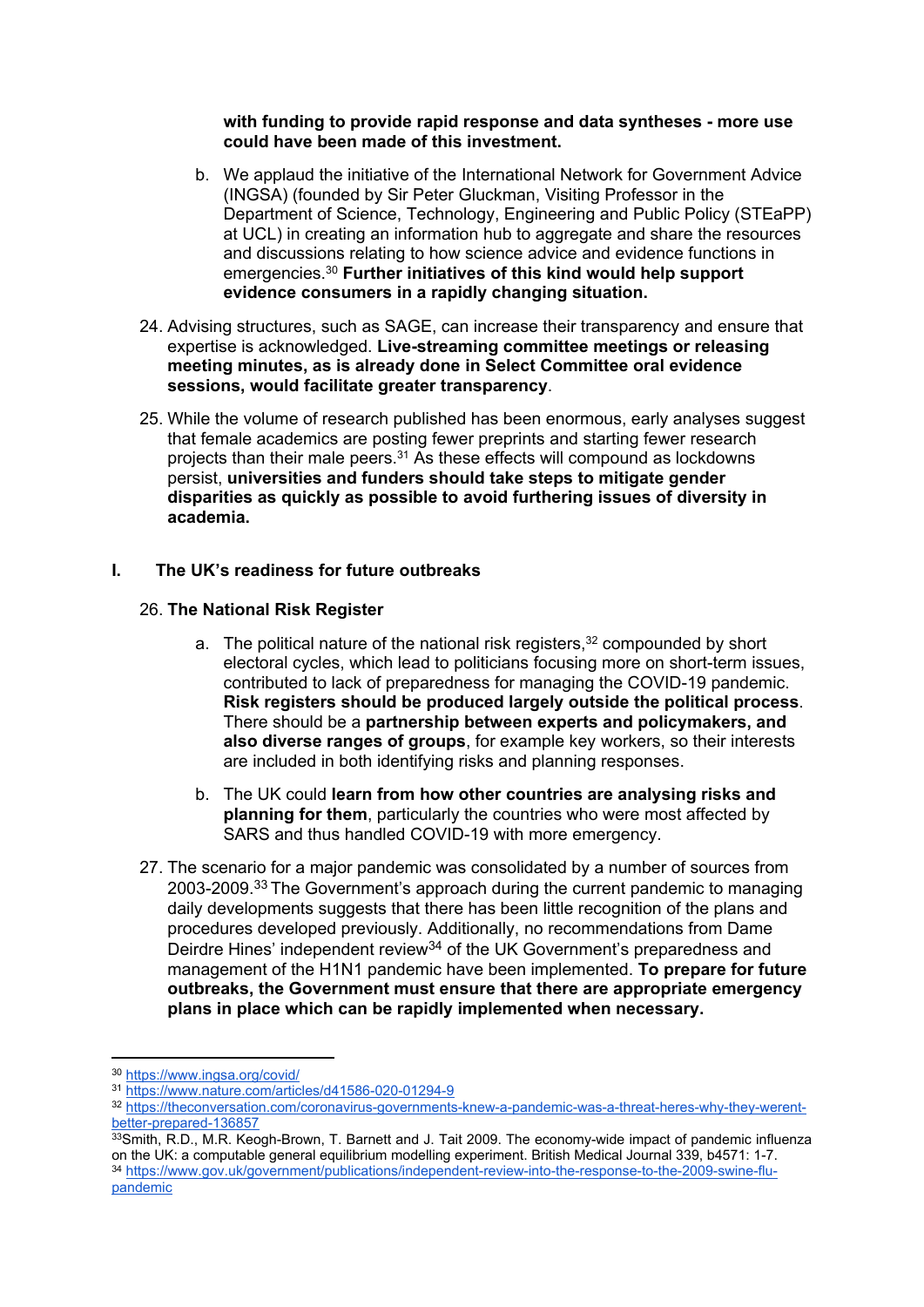**with funding to provide rapid response and data syntheses - more use could have been made of this investment.**

b. We applaud the initiative of the International Network for Government Advice (INGSA) (founded by Sir Peter Gluckman, Visiting Professor in the Department of Science, Technology, Engineering and Public Policy (STEaPP) at UCL) in creating an information hub to aggregate and share the resources and discussions relating to how science advice and evidence functions in emergencies.[30] **Further initiatives of this kind would help support evidence consumers in a rapidly changing situation.**

24. Advising structures, such as SAGE, can increase their transparency and ensure that expertise is acknowledged. **Live-streaming committee meetings or releasing meeting minutes, as is already done in Select Committee oral evidence sessions, would facilitate greater transparency**.

25. While the volume of research published has been enormous, early analyses suggest that female academics are posting fewer preprints and starting fewer research projects than their male peers.[31] As these effects will compound as lockdowns persist, **universities and funders should take steps to mitigate gender disparities as quickly as possible to avoid furthering issues of diversity in academia.**

## I. The UK's readiness for future outbreaks

26. **The National Risk Register**

    a. The political nature of the national risk registers,[32] compounded by short electoral cycles, which lead to politicians focusing more on short-term issues, contributed to lack of preparedness for managing the COVID-19 pandemic. **Risk registers should be produced largely outside the political process**. There should be a **partnership between experts and policymakers, and also diverse ranges of groups**, for example key workers, so their interests are included in both identifying risks and planning responses.

    b. The UK could **learn from how other countries are analysing risks and planning for them**, particularly the countries who were most affected by SARS and thus handled COVID-19 with more emergency.

27. The scenario for a major pandemic was consolidated by a number of sources from 2003-2009.[33] The Government's approach during the current pandemic to managing daily developments suggests that there has been little recognition of the plans and procedures developed previously. Additionally, no recommendations from Dame Deirdre Hines' independent review[34] of the UK Government's preparedness and management of the H1N1 pandemic have been implemented. **To prepare for future outbreaks, the Government must ensure that there are appropriate emergency plans in place which can be rapidly implemented when necessary.**

---

[30] https://www.ingsa.org/covid/

[31] https://www.nature.com/articles/d41586-020-01294-9

[32] https://theconversation.com/coronavirus-governments-knew-a-pandemic-was-a-threat-heres-why-they-werent-better-prepared-136857

[33] Smith, R.D., M.R. Keogh-Brown, T. Barnett and J. Tait 2009. The economy-wide impact of pandemic influenza on the UK: a computable general equilibrium modelling experiment. British Medical Journal 339, b4571: 1-7.

[34] https://www.gov.uk/government/publications/independent-review-into-the-response-to-the-2009-swine-flu-pandemic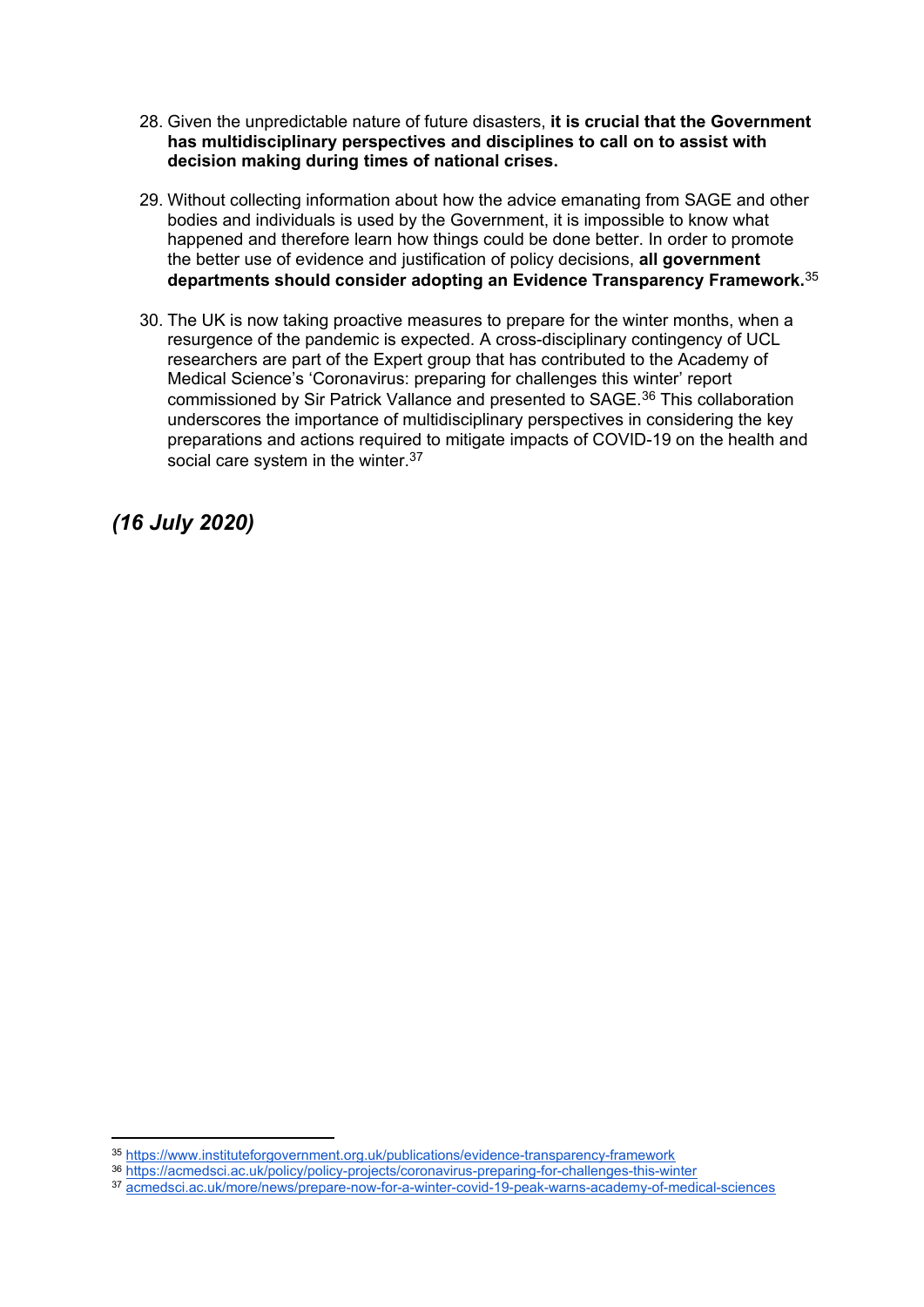28. Given the unpredictable nature of future disasters, **it is crucial that the Government has multidisciplinary perspectives and disciplines to call on to assist with decision making during times of national crises.**

29. Without collecting information about how the advice emanating from SAGE and other bodies and individuals is used by the Government, it is impossible to know what happened and therefore learn how things could be done better. In order to promote the better use of evidence and justification of policy decisions, **all government departments should consider adopting an Evidence Transparency Framework.**[35]

30. The UK is now taking proactive measures to prepare for the winter months, when a resurgence of the pandemic is expected. A cross-disciplinary contingency of UCL researchers are part of the Expert group that has contributed to the Academy of Medical Science's 'Coronavirus: preparing for challenges this winter' report commissioned by Sir Patrick Vallance and presented to SAGE.[36] This collaboration underscores the importance of multidisciplinary perspectives in considering the key preparations and actions required to mitigate impacts of COVID-19 on the health and social care system in the winter.[37]

***(16 July 2020)***

---

[35] https://www.instituteforgovernment.org.uk/publications/evidence-transparency-framework

[36] https://acmedsci.ac.uk/policy/policy-projects/coronavirus-preparing-for-challenges-this-winter

[37] acmedsci.ac.uk/more/news/prepare-now-for-a-winter-covid-19-peak-warns-academy-of-medical-sciences